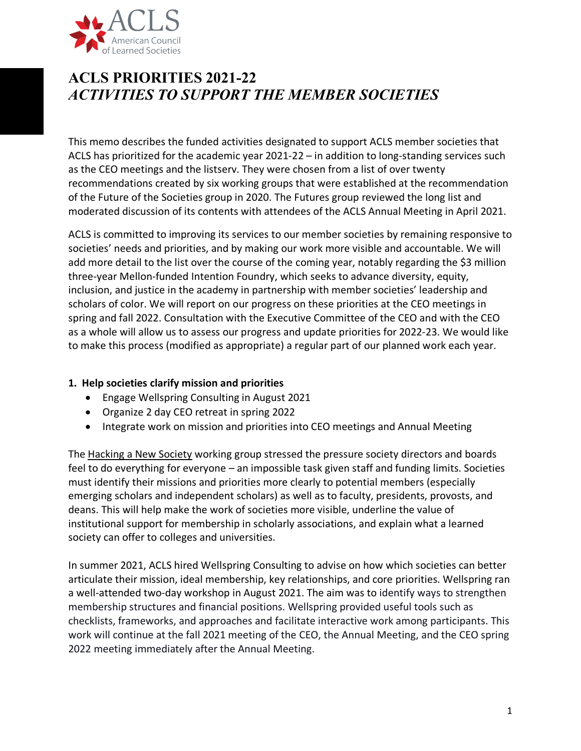# ACLS PRIORITIES 2021-22
## *ACTIVITIES TO SUPPORT THE MEMBER SOCIETIES*

This memo describes the funded activities designated to support ACLS member societies that ACLS has prioritized for the academic year 2021-22 – in addition to long-standing services such as the CEO meetings and the listserv. They were chosen from a list of over twenty recommendations created by six working groups that were established at the recommendation of the Future of the Societies group in 2020. The Futures group reviewed the long list and moderated discussion of its contents with attendees of the ACLS Annual Meeting in April 2021.

ACLS is committed to improving its services to our member societies by remaining responsive to societies' needs and priorities, and by making our work more visible and accountable. We will add more detail to the list over the course of the coming year, notably regarding the $3 million three-year Mellon-funded Intention Foundry, which seeks to advance diversity, equity, inclusion, and justice in the academy in partnership with member societies' leadership and scholars of color. We will report on our progress on these priorities at the CEO meetings in spring and fall 2022. Consultation with the Executive Committee of the CEO and with the CEO as a whole will allow us to assess our progress and update priorities for 2022-23. We would like to make this process (modified as appropriate) a regular part of our planned work each year.

**1. Help societies clarify mission and priorities**

- Engage Wellspring Consulting in August 2021
- Organize 2 day CEO retreat in spring 2022
- Integrate work on mission and priorities into CEO meetings and Annual Meeting

The Hacking a New Society working group stressed the pressure society directors and boards feel to do everything for everyone – an impossible task given staff and funding limits. Societies must identify their missions and priorities more clearly to potential members (especially emerging scholars and independent scholars) as well as to faculty, presidents, provosts, and deans. This will help make the work of societies more visible, underline the value of institutional support for membership in scholarly associations, and explain what a learned society can offer to colleges and universities.

In summer 2021, ACLS hired Wellspring Consulting to advise on how which societies can better articulate their mission, ideal membership, key relationships, and core priorities. Wellspring ran a well-attended two-day workshop in August 2021. The aim was to identify ways to strengthen membership structures and financial positions. Wellspring provided useful tools such as checklists, frameworks, and approaches and facilitate interactive work among participants. This work will continue at the fall 2021 meeting of the CEO, the Annual Meeting, and the CEO spring 2022 meeting immediately after the Annual Meeting.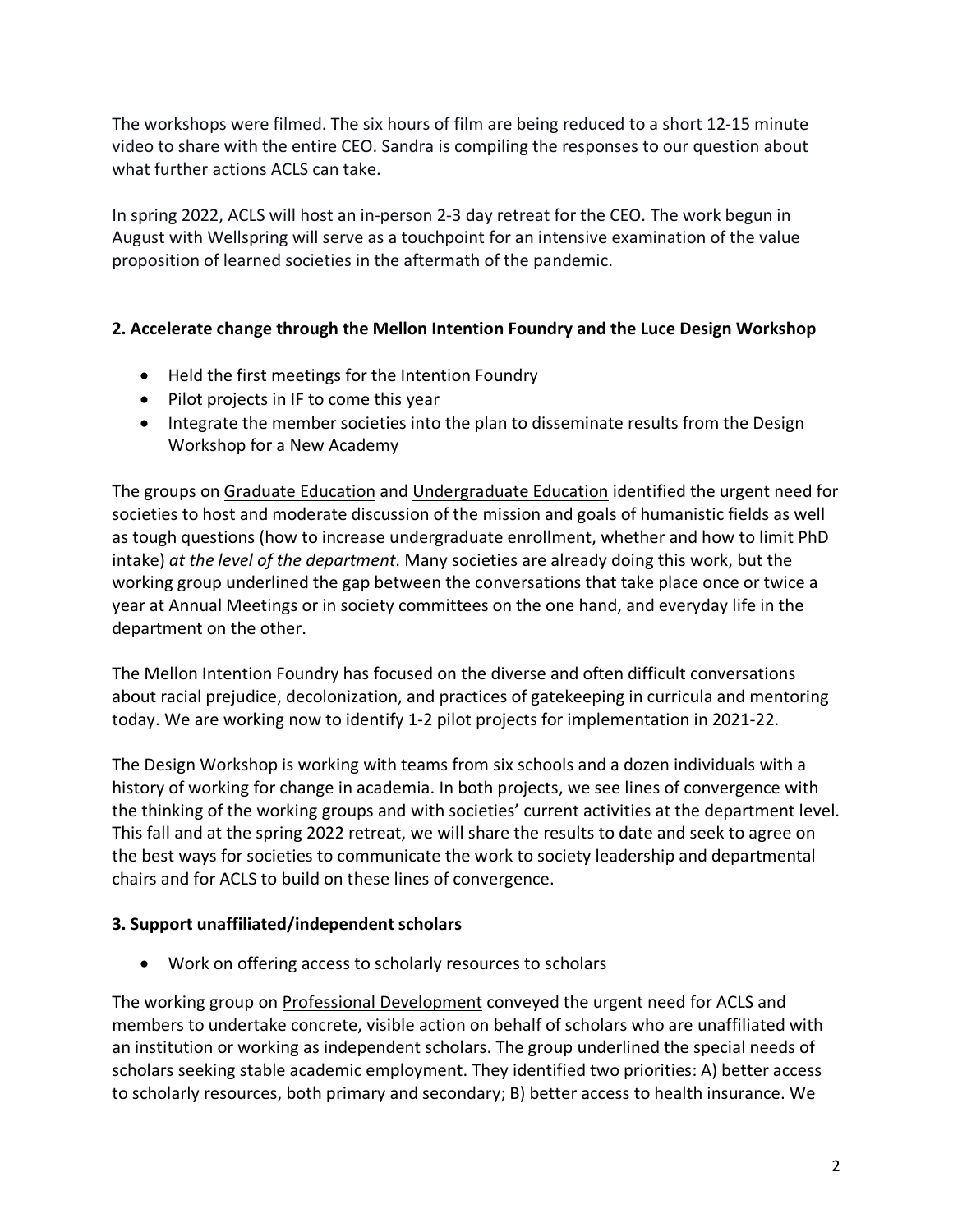The workshops were filmed. The six hours of film are being reduced to a short 12-15 minute video to share with the entire CEO. Sandra is compiling the responses to our question about what further actions ACLS can take.

In spring 2022, ACLS will host an in-person 2-3 day retreat for the CEO. The work begun in August with Wellspring will serve as a touchpoint for an intensive examination of the value proposition of learned societies in the aftermath of the pandemic.

**2. Accelerate change through the Mellon Intention Foundry and the Luce Design Workshop**

- Held the first meetings for the Intention Foundry
- Pilot projects in IF to come this year
- Integrate the member societies into the plan to disseminate results from the Design Workshop for a New Academy

The groups on Graduate Education and Undergraduate Education identified the urgent need for societies to host and moderate discussion of the mission and goals of humanistic fields as well as tough questions (how to increase undergraduate enrollment, whether and how to limit PhD intake) *at the level of the department*. Many societies are already doing this work, but the working group underlined the gap between the conversations that take place once or twice a year at Annual Meetings or in society committees on the one hand, and everyday life in the department on the other.

The Mellon Intention Foundry has focused on the diverse and often difficult conversations about racial prejudice, decolonization, and practices of gatekeeping in curricula and mentoring today. We are working now to identify 1-2 pilot projects for implementation in 2021-22.

The Design Workshop is working with teams from six schools and a dozen individuals with a history of working for change in academia. In both projects, we see lines of convergence with the thinking of the working groups and with societies' current activities at the department level. This fall and at the spring 2022 retreat, we will share the results to date and seek to agree on the best ways for societies to communicate the work to society leadership and departmental chairs and for ACLS to build on these lines of convergence.

**3. Support unaffiliated/independent scholars**

- Work on offering access to scholarly resources to scholars

The working group on Professional Development conveyed the urgent need for ACLS and members to undertake concrete, visible action on behalf of scholars who are unaffiliated with an institution or working as independent scholars. The group underlined the special needs of scholars seeking stable academic employment. They identified two priorities: A) better access to scholarly resources, both primary and secondary; B) better access to health insurance. We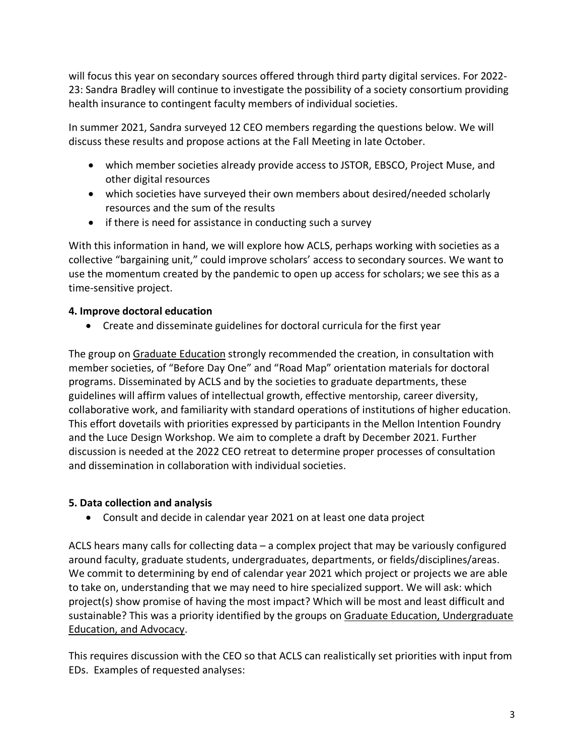will focus this year on secondary sources offered through third party digital services. For 2022-23: Sandra Bradley will continue to investigate the possibility of a society consortium providing health insurance to contingent faculty members of individual societies.

In summer 2021, Sandra surveyed 12 CEO members regarding the questions below. We will discuss these results and propose actions at the Fall Meeting in late October.

- which member societies already provide access to JSTOR, EBSCO, Project Muse, and other digital resources
- which societies have surveyed their own members about desired/needed scholarly resources and the sum of the results
- if there is need for assistance in conducting such a survey

With this information in hand, we will explore how ACLS, perhaps working with societies as a collective "bargaining unit," could improve scholars' access to secondary sources. We want to use the momentum created by the pandemic to open up access for scholars; we see this as a time-sensitive project.

### 4. Improve doctoral education

- Create and disseminate guidelines for doctoral curricula for the first year

The group on Graduate Education strongly recommended the creation, in consultation with member societies, of "Before Day One" and "Road Map" orientation materials for doctoral programs. Disseminated by ACLS and by the societies to graduate departments, these guidelines will affirm values of intellectual growth, effective mentorship, career diversity, collaborative work, and familiarity with standard operations of institutions of higher education. This effort dovetails with priorities expressed by participants in the Mellon Intention Foundry and the Luce Design Workshop. We aim to complete a draft by December 2021. Further discussion is needed at the 2022 CEO retreat to determine proper processes of consultation and dissemination in collaboration with individual societies.

### 5. Data collection and analysis

- Consult and decide in calendar year 2021 on at least one data project

ACLS hears many calls for collecting data – a complex project that may be variously configured around faculty, graduate students, undergraduates, departments, or fields/disciplines/areas. We commit to determining by end of calendar year 2021 which project or projects we are able to take on, understanding that we may need to hire specialized support. We will ask: which project(s) show promise of having the most impact? Which will be most and least difficult and sustainable? This was a priority identified by the groups on Graduate Education, Undergraduate Education, and Advocacy.

This requires discussion with the CEO so that ACLS can realistically set priorities with input from EDs. Examples of requested analyses: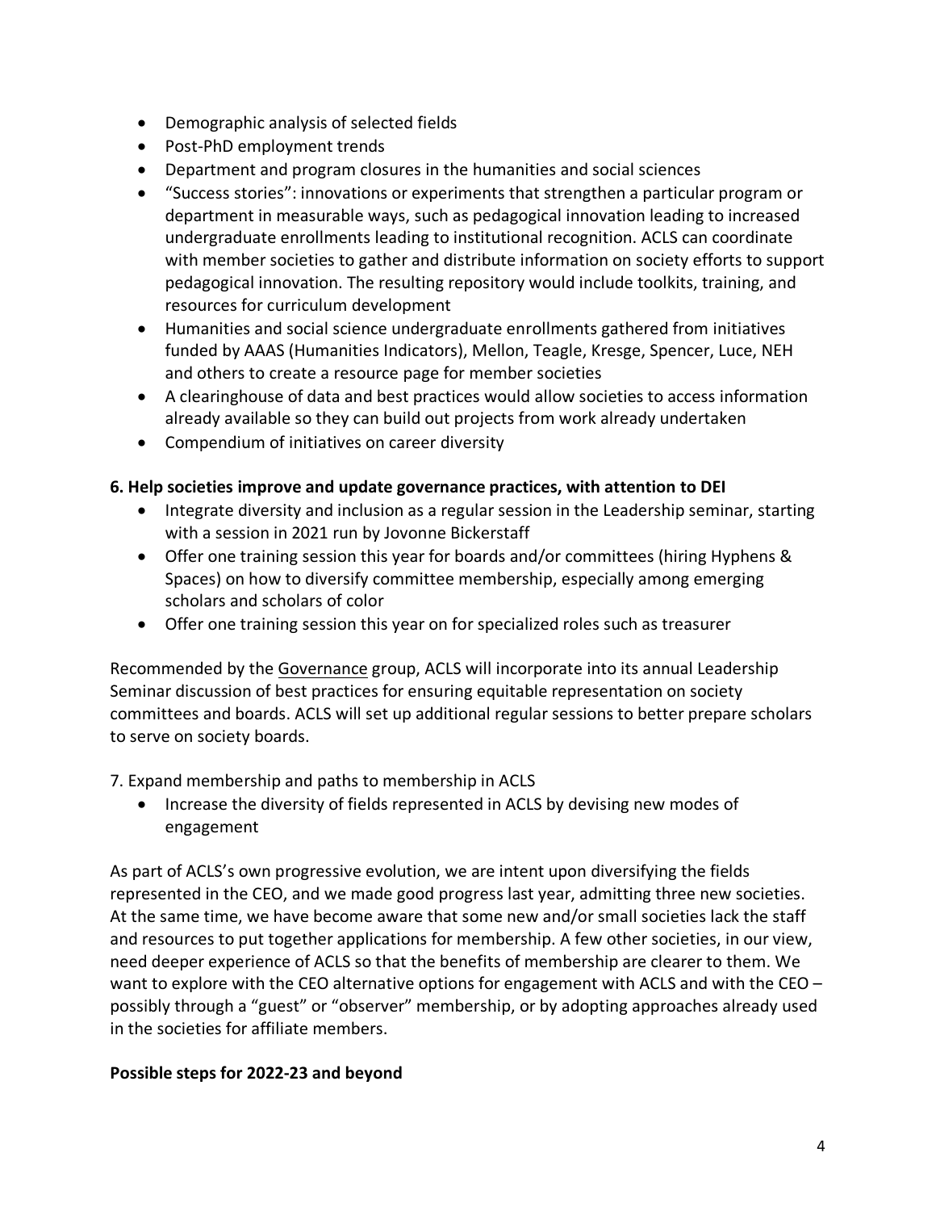- Demographic analysis of selected fields
- Post-PhD employment trends
- Department and program closures in the humanities and social sciences
- "Success stories": innovations or experiments that strengthen a particular program or department in measurable ways, such as pedagogical innovation leading to increased undergraduate enrollments leading to institutional recognition. ACLS can coordinate with member societies to gather and distribute information on society efforts to support pedagogical innovation. The resulting repository would include toolkits, training, and resources for curriculum development
- Humanities and social science undergraduate enrollments gathered from initiatives funded by AAAS (Humanities Indicators), Mellon, Teagle, Kresge, Spencer, Luce, NEH and others to create a resource page for member societies
- A clearinghouse of data and best practices would allow societies to access information already available so they can build out projects from work already undertaken
- Compendium of initiatives on career diversity

**6. Help societies improve and update governance practices, with attention to DEI**

- Integrate diversity and inclusion as a regular session in the Leadership seminar, starting with a session in 2021 run by Jovonne Bickerstaff
- Offer one training session this year for boards and/or committees (hiring Hyphens & Spaces) on how to diversify committee membership, especially among emerging scholars and scholars of color
- Offer one training session this year on for specialized roles such as treasurer

Recommended by the Governance group, ACLS will incorporate into its annual Leadership Seminar discussion of best practices for ensuring equitable representation on society committees and boards. ACLS will set up additional regular sessions to better prepare scholars to serve on society boards.

7. Expand membership and paths to membership in ACLS

- Increase the diversity of fields represented in ACLS by devising new modes of engagement

As part of ACLS's own progressive evolution, we are intent upon diversifying the fields represented in the CEO, and we made good progress last year, admitting three new societies. At the same time, we have become aware that some new and/or small societies lack the staff and resources to put together applications for membership. A few other societies, in our view, need deeper experience of ACLS so that the benefits of membership are clearer to them. We want to explore with the CEO alternative options for engagement with ACLS and with the CEO – possibly through a "guest" or "observer" membership, or by adopting approaches already used in the societies for affiliate members.

**Possible steps for 2022-23 and beyond**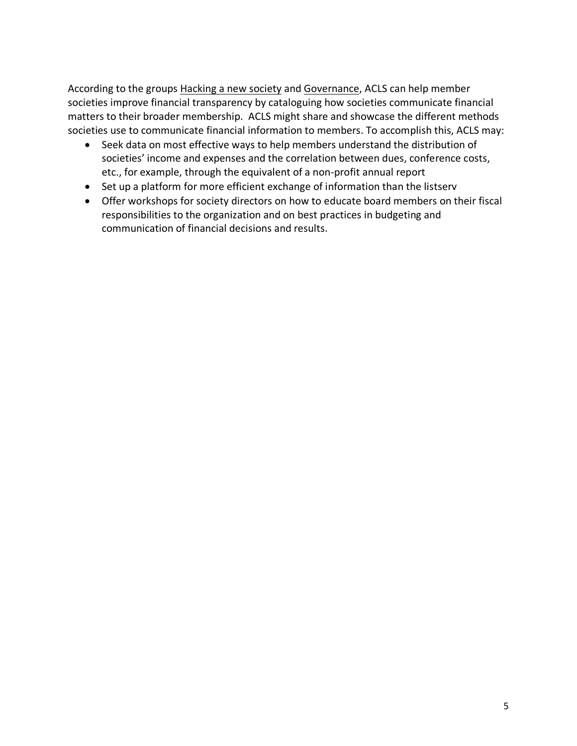According to the groups Hacking a new society and Governance, ACLS can help member societies improve financial transparency by cataloguing how societies communicate financial matters to their broader membership.  ACLS might share and showcase the different methods societies use to communicate financial information to members. To accomplish this, ACLS may:

- Seek data on most effective ways to help members understand the distribution of societies' income and expenses and the correlation between dues, conference costs, etc., for example, through the equivalent of a non-profit annual report
- Set up a platform for more efficient exchange of information than the listserv
- Offer workshops for society directors on how to educate board members on their fiscal responsibilities to the organization and on best practices in budgeting and communication of financial decisions and results.